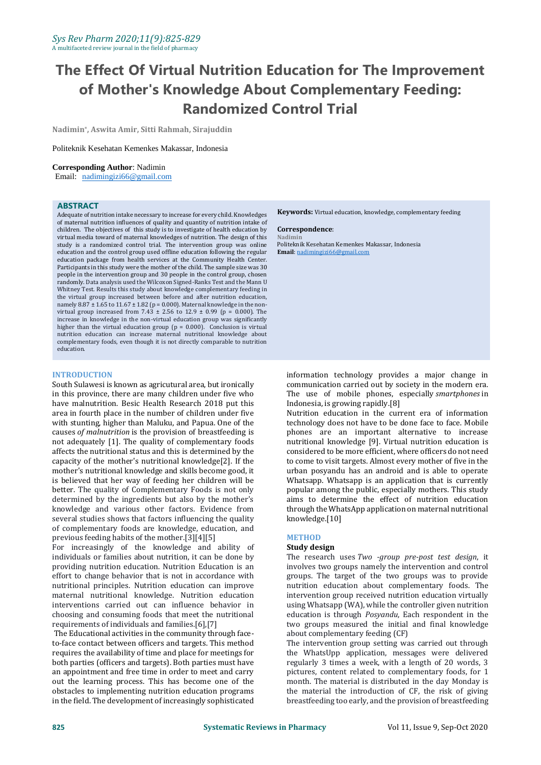# The Effect Of Virtual Nutrition Education for The Improvement of Mother's Knowledge About Complementary Feeding: Randomized Control Trial

**Nadimin\*, Aswita Amir, Sitti Rahmah, Sirajuddin**

Politeknik Kesehatan Kemenkes Makassar, Indonesia

**Corresponding Author**: Nadimin
Email: nadimingizi66@gmail.com

## ABSTRACT

Adequate of nutrition intake necessary to increase for every child. Knowledges of maternal nutrition influences of quality and quantity of nutrition intake of children. The objectives of this study is to investigate of health education by virtual media toward of maternal knowledges of nutrition. The design of this study is a randomized control trial. The intervention group was online education and the control group used offline education following the regular education package from health services at the Community Health Center. Participants in this study were the mother of the child. The sample size was 30 people in the intervention group and 30 people in the control group, chosen randomly. Data analysis used the Wilcoxon Signed-Ranks Test and the Mann U Whitney Test. Results this study about knowledge complementary feeding in the virtual group increased between before and after nutrition education, namely 8.87 ± 1.65 to 11.67 ± 1.82 (p = 0.000). Maternal knowledge in the non-virtual group increased from 7.43 ± 2.56 to 12.9 ± 0.99 (p = 0.000). The increase in knowledge in the non-virtual education group was significantly higher than the virtual education group (p = 0.000). Conclusion is virtual nutrition education can increase maternal nutritional knowledge about complementary foods, even though it is not directly comparable to nutrition education.

**Keywords:** Virtual education, knowledge, complementary feeding

**Correspondence**:
Nadimin
Politeknik Kesehatan Kemenkes Makassar, Indonesia
**Email**: nadimingizi66@gmail.com

## INTRODUCTION

South Sulawesi is known as agricutural area, but ironically in this province, there are many children under five who have malnutrition. Besic Health Research 2018 put this area in fourth place in the number of children under five with stunting, higher than Maluku, and Papua. One of the causes *of malnutrition* is the provision of breastfeeding is not adequately [1]. The quality of complementary foods affects the nutritional status and this is determined by the capacity of the mother's nutritional knowledge[2]. If the mother's nutritional knowledge and skills become good, it is believed that her way of feeding her children will be better. The quality of Complementary Foods is not only determined by the ingredients but also by the mother's knowledge and various other factors. Evidence from several studies shows that factors influencing the quality of complementary foods are knowledge, education, and previous feeding habits of the mother.[3][4][5]

For increasingly of the knowledge and ability of individuals or families about nutrition, it can be done by providing nutrition education. Nutrition Education is an effort to change behavior that is not in accordance with nutritional principles. Nutrition education can improve maternal nutritional knowledge. Nutrition education interventions carried out can influence behavior in choosing and consuming foods that meet the nutritional requirements of individuals and families.[6],[7]

The Educational activities in the community through face-to-face contact between officers and targets. This method requires the availability of time and place for meetings for both parties (officers and targets). Both parties must have an appointment and free time in order to meet and carry out the learning process. This has become one of the obstacles to implementing nutrition education programs in the field. The development of increasingly sophisticated information technology provides a major change in communication carried out by society in the modern era. The use of mobile phones, especially *smartphones* in Indonesia, is growing rapidly.[8]

Nutrition education in the current era of information technology does not have to be done face to face. Mobile phones are an important alternative to increase nutritional knowledge [9]. Virtual nutrition education is considered to be more efficient, where officers do not need to come to visit targets. Almost every mother of five in the urban posyandu has an android and is able to operate Whatsapp. Whatsapp is an application that is currently popular among the public, especially mothers. This study aims to determine the effect of nutrition education through the WhatsApp application on maternal nutritional knowledge.[10]

## METHOD

### Study design

The research uses *Two -group pre-post test design*, it involves two groups namely the intervention and control groups. The target of the two groups was to provide nutrition education about complementary foods. The intervention group received nutrition education virtually using Whatsapp (WA), while the controller given nutrition education is through *Posyandu*, Each respondent in the two groups measured the initial and final knowledge about complementary feeding (CF)

The intervention group setting was carried out through the WhatsUpp application, messages were delivered regularly 3 times a week, with a length of 20 words, 3 pictures, content related to complementary foods, for 1 month. The material is distributed in the day Monday is the material the introduction of CF, the risk of giving breastfeeding too early, and the provision of breastfeeding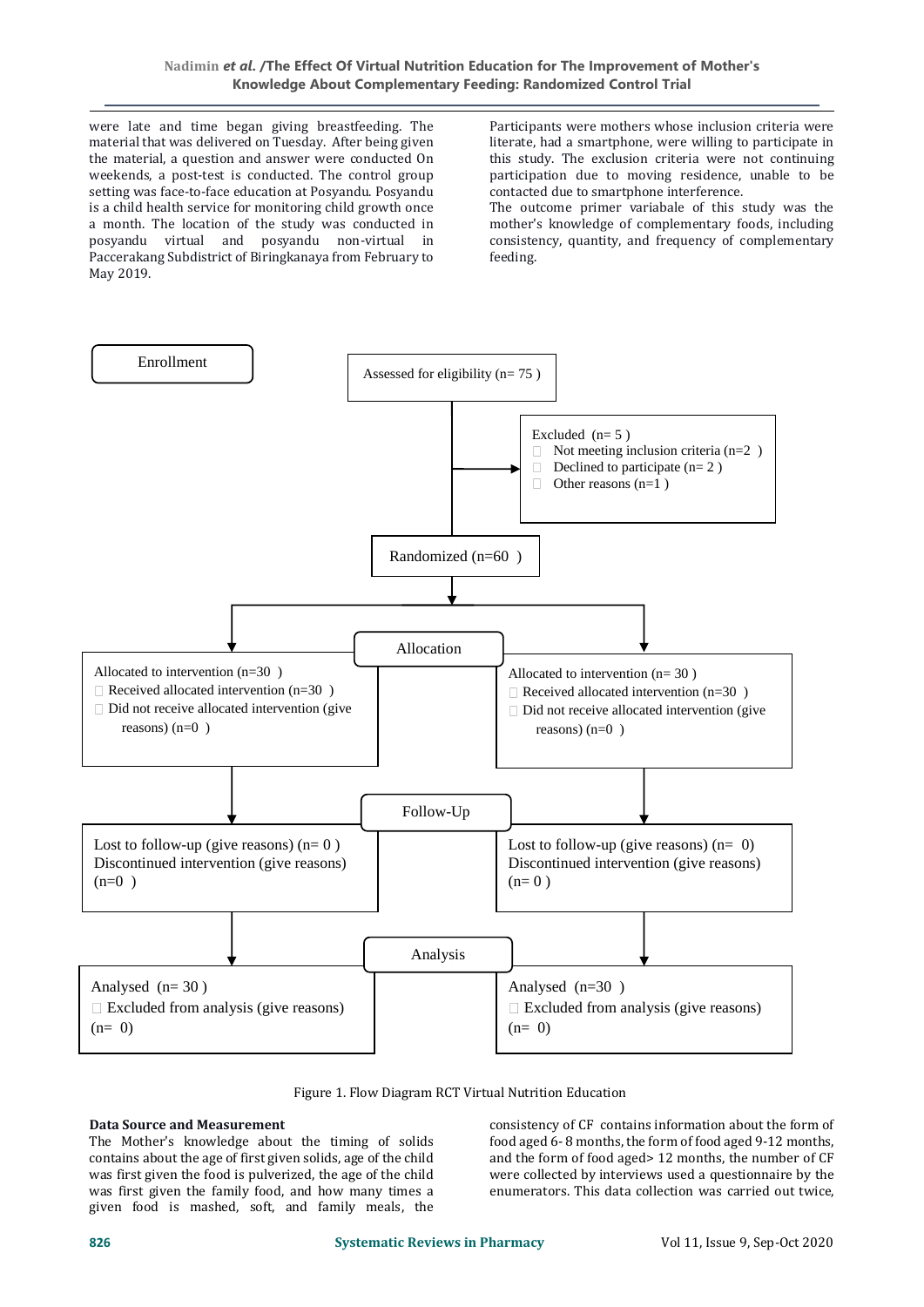were late and time began giving breastfeeding. The material that was delivered on Tuesday. After being given the material, a question and answer were conducted On weekends, a post-test is conducted. The control group setting was face-to-face education at Posyandu. Posyandu is a child health service for monitoring child growth once a month. The location of the study was conducted in posyandu virtual and posyandu non-virtual in Paccerakang Subdistrict of Biringkanaya from February to May 2019.

Participants were mothers whose inclusion criteria were literate, had a smartphone, were willing to participate in this study. The exclusion criteria were not continuing participation due to moving residence, unable to be contacted due to smartphone interference.

The outcome primer variabale of this study was the mother's knowledge of complementary foods, including consistency, quantity, and frequency of complementary feeding.

**Enrollment**

Assessed for eligibility (n= 75 )

Excluded (n= 5 )
- Not meeting inclusion criteria (n=2 )
- Declined to participate (n= 2 )
- Other reasons (n=1 )

Randomized (n=60 )

**Allocation**

| Left arm | Right arm |
|---|---|
| Allocated to intervention (n=30 ) | Allocated to intervention (n= 30 ) |
| Received allocated intervention (n=30 ) | Received allocated intervention (n=30 ) |
| Did not receive allocated intervention (give reasons) (n=0 ) | Did not receive allocated intervention (give reasons) (n=0 ) |

**Follow-Up**

| Left arm | Right arm |
|---|---|
| Lost to follow-up (give reasons) (n= 0 ) | Lost to follow-up (give reasons) (n= 0) |
| Discontinued intervention (give reasons) (n=0 ) | Discontinued intervention (give reasons) (n= 0 ) |

**Analysis**

| Left arm | Right arm |
|---|---|
| Analysed (n= 30 ) | Analysed (n=30 ) |
| Excluded from analysis (give reasons) (n= 0) | Excluded from analysis (give reasons) (n= 0) |

Figure 1. Flow Diagram RCT Virtual Nutrition Education

**Data Source and Measurement**

The Mother's knowledge about the timing of solids contains about the age of first given solids, age of the child was first given the food is pulverized, the age of the child was first given the family food, and how many times a given food is mashed, soft, and family meals, the consistency of CF contains information about the form of food aged 6- 8 months, the form of food aged 9-12 months, and the form of food aged> 12 months, the number of CF were collected by interviews used a questionnaire by the enumerators. This data collection was carried out twice,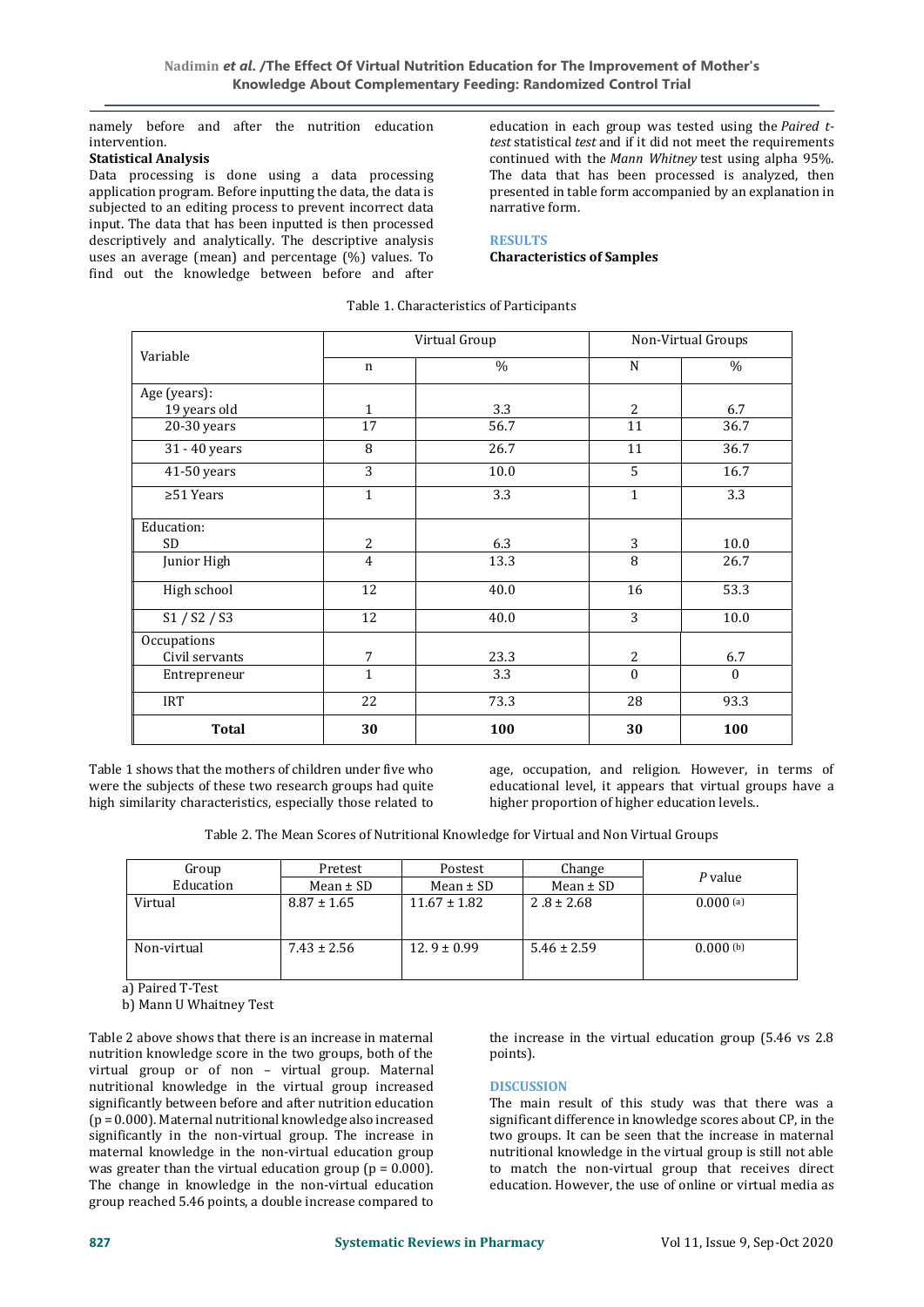namely before and after the nutrition education intervention.

**Statistical Analysis**

Data processing is done using a data processing application program. Before inputting the data, the data is subjected to an editing process to prevent incorrect data input. The data that has been inputted is then processed descriptively and analytically. The descriptive analysis uses an average (mean) and percentage (%) values. To find out the knowledge between before and after education in each group was tested using the *Paired t-test* statistical *test* and if it did not meet the requirements continued with the *Mann Whitney* test using alpha 95%. The data that has been processed is analyzed, then presented in table form accompanied by an explanation in narrative form.

## RESULTS

**Characteristics of Samples**

Table 1. Characteristics of Participants

| Variable | Virtual Group | | Non-Virtual Groups | |
|---|---|---|---|---|
| | n | % | N | % |
| Age (years): | | | | |
| 19 years old | 1 | 3.3 | 2 | 6.7 |
| 20-30 years | 17 | 56.7 | 11 | 36.7 |
| 31 - 40 years | 8 | 26.7 | 11 | 36.7 |
| 41-50 years | 3 | 10.0 | 5 | 16.7 |
| ≥51 Years | 1 | 3.3 | 1 | 3.3 |
| Education: | | | | |
| SD | 2 | 6.3 | 3 | 10.0 |
| Junior High | 4 | 13.3 | 8 | 26.7 |
| High school | 12 | 40.0 | 16 | 53.3 |
| S1 / S2 / S3 | 12 | 40.0 | 3 | 10.0 |
| Occupations | | | | |
| Civil servants | 7 | 23.3 | 2 | 6.7 |
| Entrepreneur | 1 | 3.3 | 0 | 0 |
| IRT | 22 | 73.3 | 28 | 93.3 |
| **Total** | **30** | **100** | **30** | **100** |

Table 1 shows that the mothers of children under five who were the subjects of these two research groups had quite high similarity characteristics, especially those related to age, occupation, and religion. However, in terms of educational level, it appears that virtual groups have a higher proportion of higher education levels..

Table 2. The Mean Scores of Nutritional Knowledge for Virtual and Non Virtual Groups

| Group Education | Pretest Mean ± SD | Postest Mean ± SD | Change Mean ± SD | *P* value |
|---|---|---|---|---|
| Virtual | 8.87 ± 1.65 | 11.67 ± 1.82 | 2 .8 ± 2.68 | 0.000 (a) |
| Non-virtual | 7.43 ± 2.56 | 12. 9 ± 0.99 | 5.46 ± 2.59 | 0.000 (b) |

a) Paired T-Test

b) Mann U Whaitney Test

Table 2 above shows that there is an increase in maternal nutrition knowledge score in the two groups, both of the virtual group or of non – virtual group. Maternal nutritional knowledge in the virtual group increased significantly between before and after nutrition education (p = 0.000). Maternal nutritional knowledge also increased significantly in the non-virtual group. The increase in maternal knowledge in the non-virtual education group was greater than the virtual education group (p = 0.000). The change in knowledge in the non-virtual education group reached 5.46 points, a double increase compared to the increase in the virtual education group (5.46 vs 2.8 points).

## DISCUSSION

The main result of this study was that there was a significant difference in knowledge scores about CP, in the two groups. It can be seen that the increase in maternal nutritional knowledge in the virtual group is still not able to match the non-virtual group that receives direct education. However, the use of online or virtual media as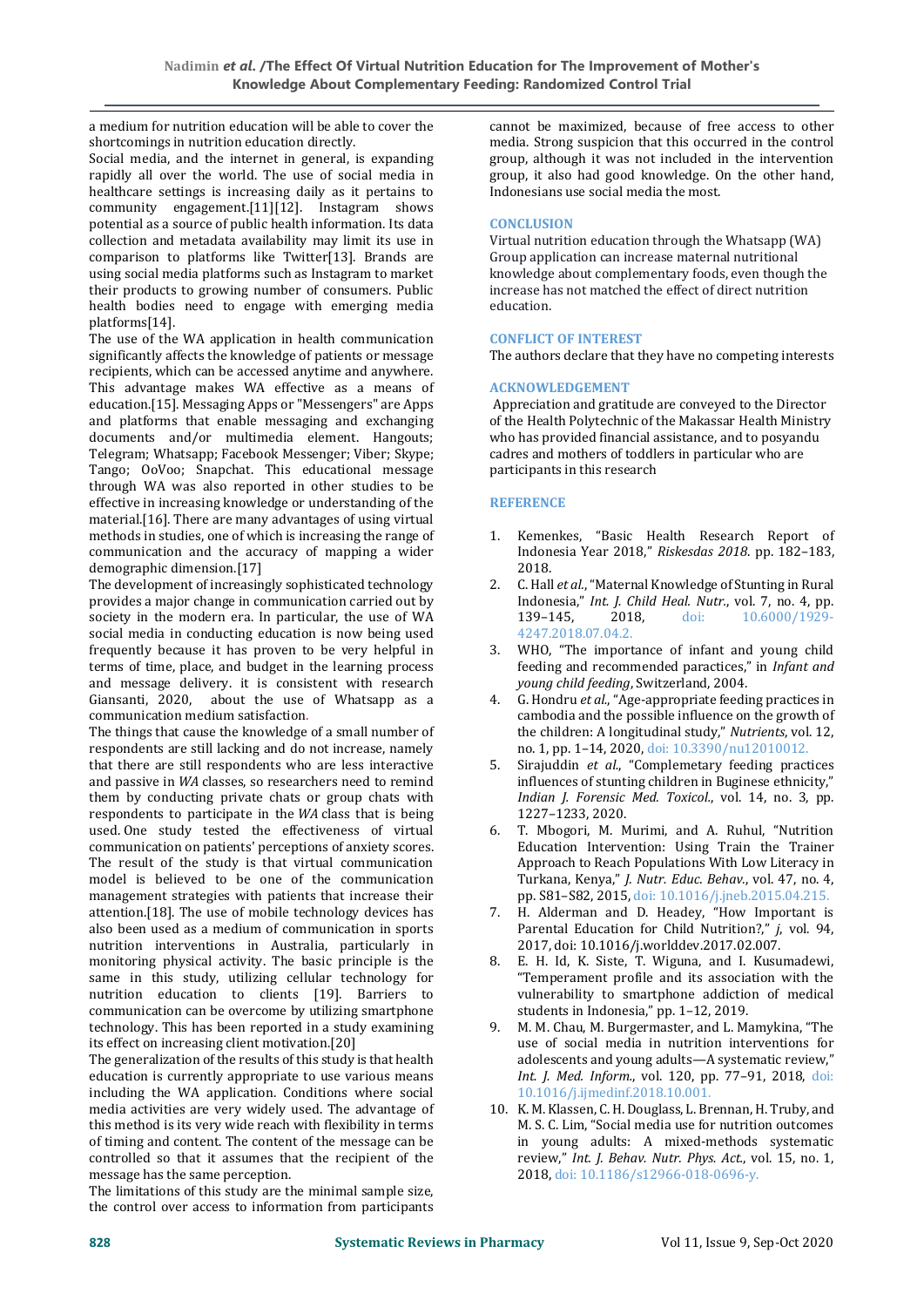a medium for nutrition education will be able to cover the shortcomings in nutrition education directly.

Social media, and the internet in general, is expanding rapidly all over the world. The use of social media in healthcare settings is increasing daily as it pertains to community engagement.[11][12]. Instagram shows potential as a source of public health information. Its data collection and metadata availability may limit its use in comparison to platforms like Twitter[13]. Brands are using social media platforms such as Instagram to market their products to growing number of consumers. Public health bodies need to engage with emerging media platforms[14].

The use of the WA application in health communication significantly affects the knowledge of patients or message recipients, which can be accessed anytime and anywhere. This advantage makes WA effective as a means of education.[15]. Messaging Apps or "Messengers" are Apps and platforms that enable messaging and exchanging documents and/or multimedia element. Hangouts; Telegram; Whatsapp; Facebook Messenger; Viber; Skype; Tango; OoVoo; Snapchat. This educational message through WA was also reported in other studies to be effective in increasing knowledge or understanding of the material.[16]. There are many advantages of using virtual methods in studies, one of which is increasing the range of communication and the accuracy of mapping a wider demographic dimension.[17]

The development of increasingly sophisticated technology provides a major change in communication carried out by society in the modern era. In particular, the use of WA social media in conducting education is now being used frequently because it has proven to be very helpful in terms of time, place, and budget in the learning process and message delivery. it is consistent with research Giansanti, 2020, about the use of Whatsapp as a communication medium satisfaction.

The things that cause the knowledge of a small number of respondents are still lacking and do not increase, namely that there are still respondents who are less interactive and passive in *WA* classes, so researchers need to remind them by conducting private chats or group chats with respondents to participate in the *WA* class that is being used. One study tested the effectiveness of virtual communication on patients' perceptions of anxiety scores. The result of the study is that virtual communication model is believed to be one of the communication management strategies with patients that increase their attention.[18]. The use of mobile technology devices has also been used as a medium of communication in sports nutrition interventions in Australia, particularly in monitoring physical activity. The basic principle is the same in this study, utilizing cellular technology for nutrition education to clients [19]. Barriers to communication can be overcome by utilizing smartphone technology. This has been reported in a study examining its effect on increasing client motivation.[20]

The generalization of the results of this study is that health education is currently appropriate to use various means including the WA application. Conditions where social media activities are very widely used. The advantage of this method is its very wide reach with flexibility in terms of timing and content. The content of the message can be controlled so that it assumes that the recipient of the message has the same perception.

The limitations of this study are the minimal sample size, the control over access to information from participants cannot be maximized, because of free access to other media. Strong suspicion that this occurred in the control group, although it was not included in the intervention group, it also had good knowledge. On the other hand, Indonesians use social media the most.

## CONCLUSION

Virtual nutrition education through the Whatsapp (WA) Group application can increase maternal nutritional knowledge about complementary foods, even though the increase has not matched the effect of direct nutrition education.

## CONFLICT OF INTEREST

The authors declare that they have no competing interests

## ACKNOWLEDGEMENT

Appreciation and gratitude are conveyed to the Director of the Health Polytechnic of the Makassar Health Ministry who has provided financial assistance, and to posyandu cadres and mothers of toddlers in particular who are participants in this research

## REFERENCE

1. Kemenkes, "Basic Health Research Report of Indonesia Year 2018," *Riskesdas 2018*. pp. 182–183, 2018.
2. C. Hall *et al.*, "Maternal Knowledge of Stunting in Rural Indonesia," *Int. J. Child Heal. Nutr.*, vol. 7, no. 4, pp. 139–145, 2018, doi: 10.6000/1929-4247.2018.07.04.2.
3. WHO, "The importance of infant and young child feeding and recommended paractices," in *Infant and young child feeding*, Switzerland, 2004.
4. G. Hondru *et al.*, "Age-appropriate feeding practices in cambodia and the possible influence on the growth of the children: A longitudinal study," *Nutrients*, vol. 12, no. 1, pp. 1–14, 2020, doi: 10.3390/nu12010012.
5. Sirajuddin *et al.*, "Complemetary feeding practices influences of stunting children in Buginese ethnicity," *Indian J. Forensic Med. Toxicol.*, vol. 14, no. 3, pp. 1227–1233, 2020.
6. T. Mbogori, M. Murimi, and A. Ruhul, "Nutrition Education Intervention: Using Train the Trainer Approach to Reach Populations With Low Literacy in Turkana, Kenya," *J. Nutr. Educ. Behav.*, vol. 47, no. 4, pp. S81–S82, 2015, doi: 10.1016/j.jneb.2015.04.215.
7. H. Alderman and D. Headey, "How Important is Parental Education for Child Nutrition?," *j*, vol. 94, 2017, doi: 10.1016/j.worlddev.2017.02.007.
8. E. H. Id, K. Siste, T. Wiguna, and I. Kusumadewi, "Temperament profile and its association with the vulnerability to smartphone addiction of medical students in Indonesia," pp. 1–12, 2019.
9. M. M. Chau, M. Burgermaster, and L. Mamykina, "The use of social media in nutrition interventions for adolescents and young adults—A systematic review," *Int. J. Med. Inform.*, vol. 120, pp. 77–91, 2018, doi: 10.1016/j.ijmedinf.2018.10.001.
10. K. M. Klassen, C. H. Douglass, L. Brennan, H. Truby, and M. S. C. Lim, "Social media use for nutrition outcomes in young adults: A mixed-methods systematic review," *Int. J. Behav. Nutr. Phys. Act.*, vol. 15, no. 1, 2018, doi: 10.1186/s12966-018-0696-y.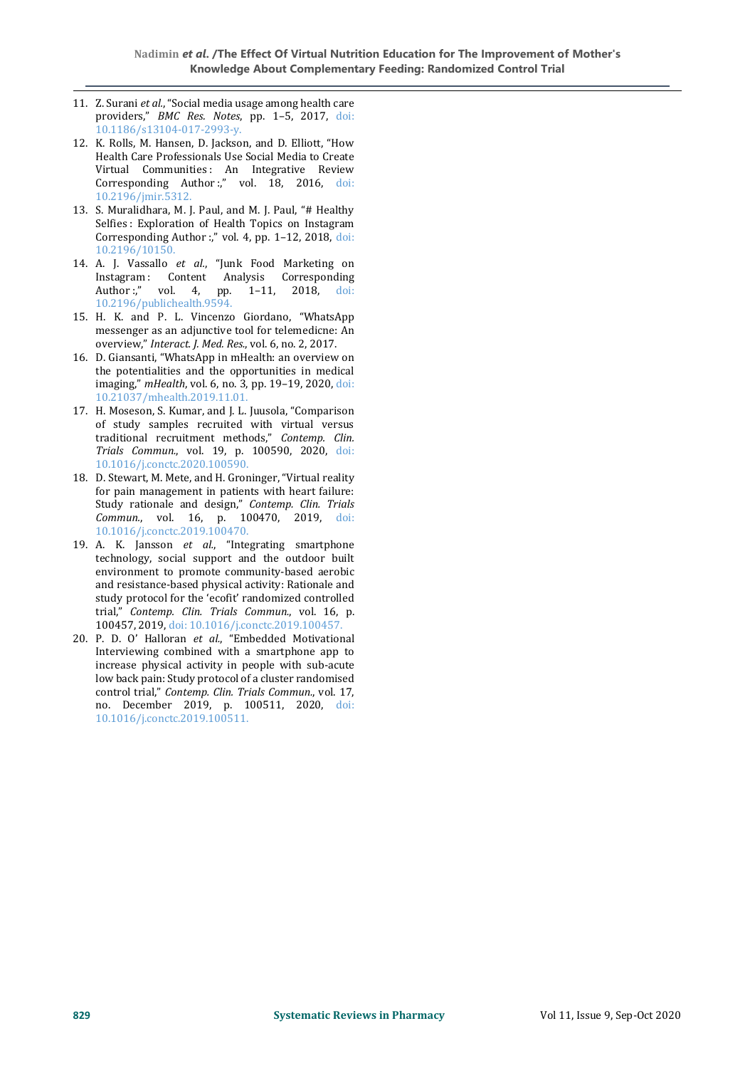11. Z. Surani *et al.*, "Social media usage among health care providers," *BMC Res. Notes*, pp. 1–5, 2017, doi: 10.1186/s13104-017-2993-y.
12. K. Rolls, M. Hansen, D. Jackson, and D. Elliott, "How Health Care Professionals Use Social Media to Create Virtual Communities : An Integrative Review Corresponding Author :," vol. 18, 2016, doi: 10.2196/jmir.5312.
13. S. Muralidhara, M. J. Paul, and M. J. Paul, "# Healthy Selfies : Exploration of Health Topics on Instagram Corresponding Author :," vol. 4, pp. 1–12, 2018, doi: 10.2196/10150.
14. A. J. Vassallo *et al.*, "Junk Food Marketing on Instagram : Content Analysis Corresponding Author :," vol. 4, pp. 1–11, 2018, doi: 10.2196/publichealth.9594.
15. H. K. and P. L. Vincenzo Giordano, "WhatsApp messenger as an adjunctive tool for telemedicne: An overview," *Interact. J. Med. Res.*, vol. 6, no. 2, 2017.
16. D. Giansanti, "WhatsApp in mHealth: an overview on the potentialities and the opportunities in medical imaging," *mHealth*, vol. 6, no. 3, pp. 19–19, 2020, doi: 10.21037/mhealth.2019.11.01.
17. H. Moseson, S. Kumar, and J. L. Juusola, "Comparison of study samples recruited with virtual versus traditional recruitment methods," *Contemp. Clin. Trials Commun.*, vol. 19, p. 100590, 2020, doi: 10.1016/j.conctc.2020.100590.
18. D. Stewart, M. Mete, and H. Groninger, "Virtual reality for pain management in patients with heart failure: Study rationale and design," *Contemp. Clin. Trials Commun.*, vol. 16, p. 100470, 2019, doi: 10.1016/j.conctc.2019.100470.
19. A. K. Jansson *et al.*, "Integrating smartphone technology, social support and the outdoor built environment to promote community-based aerobic and resistance-based physical activity: Rationale and study protocol for the 'ecofit' randomized controlled trial," *Contemp. Clin. Trials Commun.*, vol. 16, p. 100457, 2019, doi: 10.1016/j.conctc.2019.100457.
20. P. D. O' Halloran *et al.*, "Embedded Motivational Interviewing combined with a smartphone app to increase physical activity in people with sub-acute low back pain: Study protocol of a cluster randomised control trial," *Contemp. Clin. Trials Commun.*, vol. 17, no. December 2019, p. 100511, 2020, doi: 10.1016/j.conctc.2019.100511.